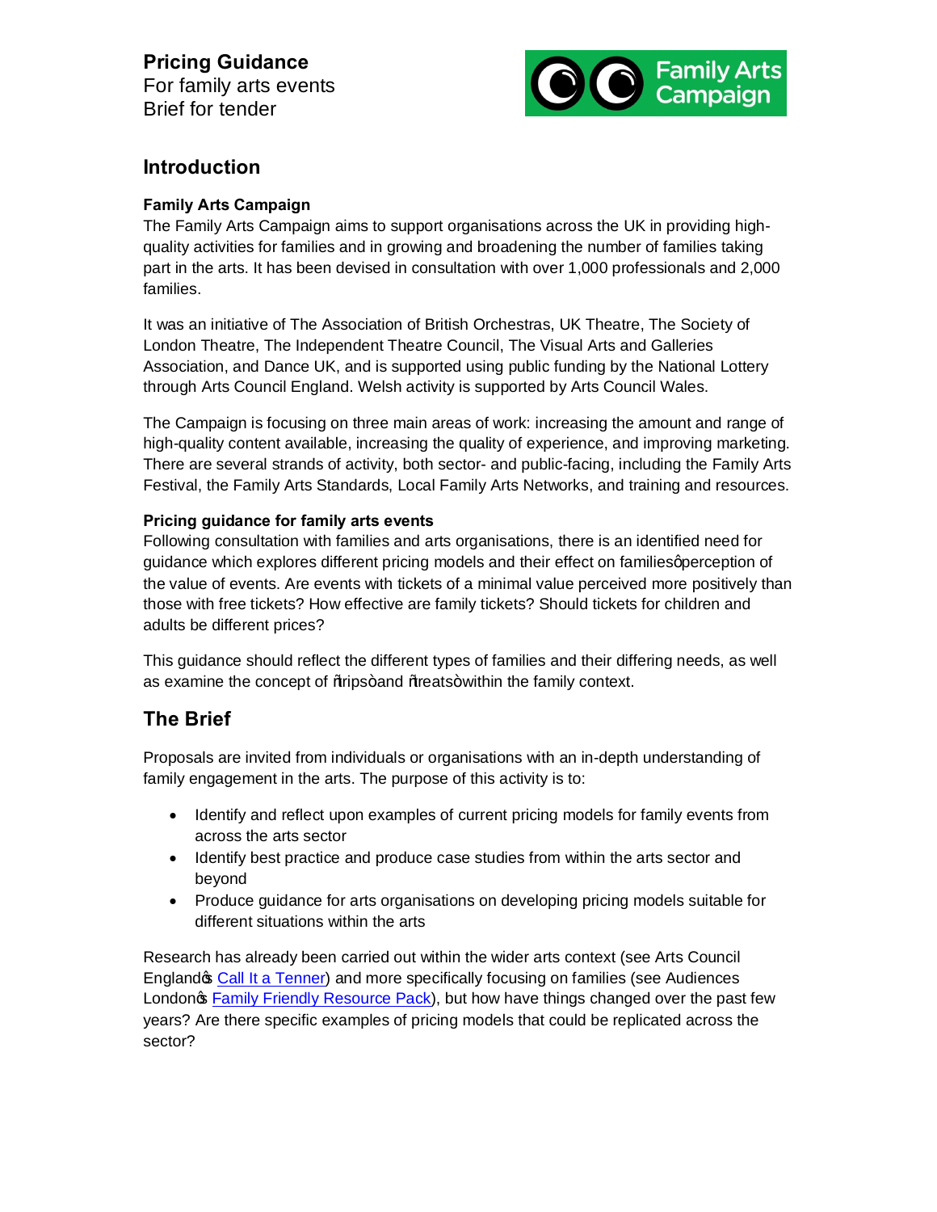**Pricing Guidance**
For family arts events
Brief for tender

Family Arts Campaign

## Introduction

### Family Arts Campaign

The Family Arts Campaign aims to support organisations across the UK in providing high-quality activities for families and in growing and broadening the number of families taking part in the arts. It has been devised in consultation with over 1,000 professionals and 2,000 families.

It was an initiative of The Association of British Orchestras, UK Theatre, The Society of London Theatre, The Independent Theatre Council, The Visual Arts and Galleries Association, and Dance UK, and is supported using public funding by the National Lottery through Arts Council England. Welsh activity is supported by Arts Council Wales.

The Campaign is focusing on three main areas of work: increasing the amount and range of high-quality content available, increasing the quality of experience, and improving marketing. There are several strands of activity, both sector- and public-facing, including the Family Arts Festival, the Family Arts Standards, Local Family Arts Networks, and training and resources.

### Pricing guidance for family arts events

Following consultation with families and arts organisations, there is an identified need for guidance which explores different pricing models and their effect on families' perception of the value of events. Are events with tickets of a minimal value perceived more positively than those with free tickets? How effective are family tickets? Should tickets for children and adults be different prices?

This guidance should reflect the different types of families and their differing needs, as well as examine the concept of "trips" and "treats" within the family context.

## The Brief

Proposals are invited from individuals or organisations with an in-depth understanding of family engagement in the arts. The purpose of this activity is to:

- Identify and reflect upon examples of current pricing models for family events from across the arts sector
- Identify best practice and produce case studies from within the arts sector and beyond
- Produce guidance for arts organisations on developing pricing models suitable for different situations within the arts

Research has already been carried out within the wider arts context (see Arts Council England's Call It a Tenner) and more specifically focusing on families (see Audiences London's Family Friendly Resource Pack), but how have things changed over the past few years? Are there specific examples of pricing models that could be replicated across the sector?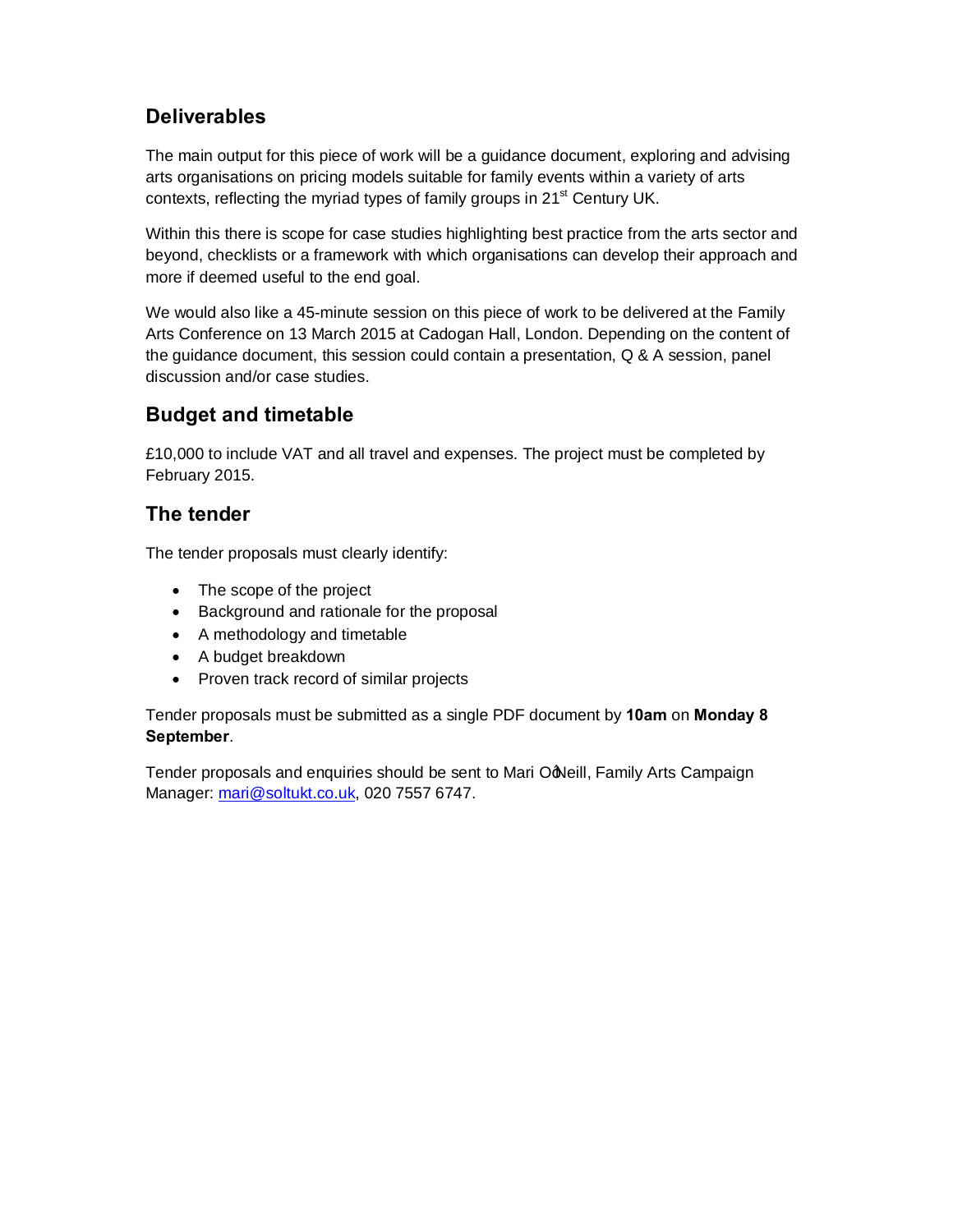## Deliverables

The main output for this piece of work will be a guidance document, exploring and advising arts organisations on pricing models suitable for family events within a variety of arts contexts, reflecting the myriad types of family groups in 21st Century UK.

Within this there is scope for case studies highlighting best practice from the arts sector and beyond, checklists or a framework with which organisations can develop their approach and more if deemed useful to the end goal.

We would also like a 45-minute session on this piece of work to be delivered at the Family Arts Conference on 13 March 2015 at Cadogan Hall, London. Depending on the content of the guidance document, this session could contain a presentation, Q & A session, panel discussion and/or case studies.

## Budget and timetable

£10,000 to include VAT and all travel and expenses. The project must be completed by February 2015.

## The tender

The tender proposals must clearly identify:

- The scope of the project
- Background and rationale for the proposal
- A methodology and timetable
- A budget breakdown
- Proven track record of similar projects

Tender proposals must be submitted as a single PDF document by **10am** on **Monday 8 September**.

Tender proposals and enquiries should be sent to Mari O'Neill, Family Arts Campaign Manager: mari@soltukt.co.uk, 020 7557 6747.